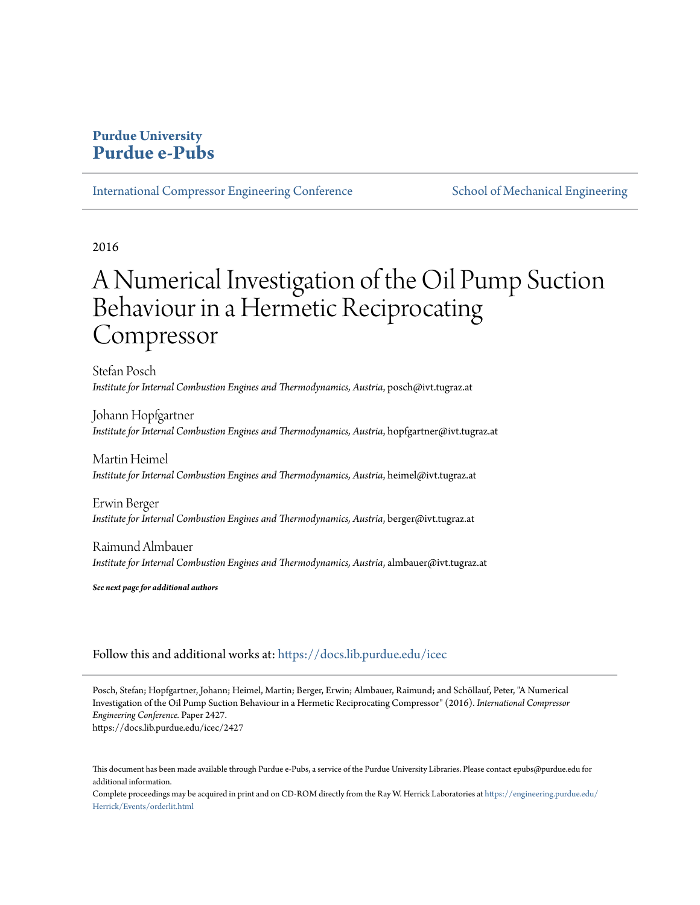**Purdue University**
**Purdue e-Pubs**

International Compressor Engineering Conference | School of Mechanical Engineering

2016

# A Numerical Investigation of the Oil Pump Suction Behaviour in a Hermetic Reciprocating Compressor

Stefan Posch
*Institute for Internal Combustion Engines and Thermodynamics, Austria*, posch@ivt.tugraz.at

Johann Hopfgartner
*Institute for Internal Combustion Engines and Thermodynamics, Austria*, hopfgartner@ivt.tugraz.at

Martin Heimel
*Institute for Internal Combustion Engines and Thermodynamics, Austria*, heimel@ivt.tugraz.at

Erwin Berger
*Institute for Internal Combustion Engines and Thermodynamics, Austria*, berger@ivt.tugraz.at

Raimund Almbauer
*Institute for Internal Combustion Engines and Thermodynamics, Austria*, almbauer@ivt.tugraz.at

***See next page for additional authors***

Follow this and additional works at: https://docs.lib.purdue.edu/icec

Posch, Stefan; Hopfgartner, Johann; Heimel, Martin; Berger, Erwin; Almbauer, Raimund; and Schöllauf, Peter, "A Numerical Investigation of the Oil Pump Suction Behaviour in a Hermetic Reciprocating Compressor" (2016). *International Compressor Engineering Conference*. Paper 2427.
https://docs.lib.purdue.edu/icec/2427

This document has been made available through Purdue e-Pubs, a service of the Purdue University Libraries. Please contact epubs@purdue.edu for additional information.
Complete proceedings may be acquired in print and on CD-ROM directly from the Ray W. Herrick Laboratories at https://engineering.purdue.edu/Herrick/Events/orderlit.html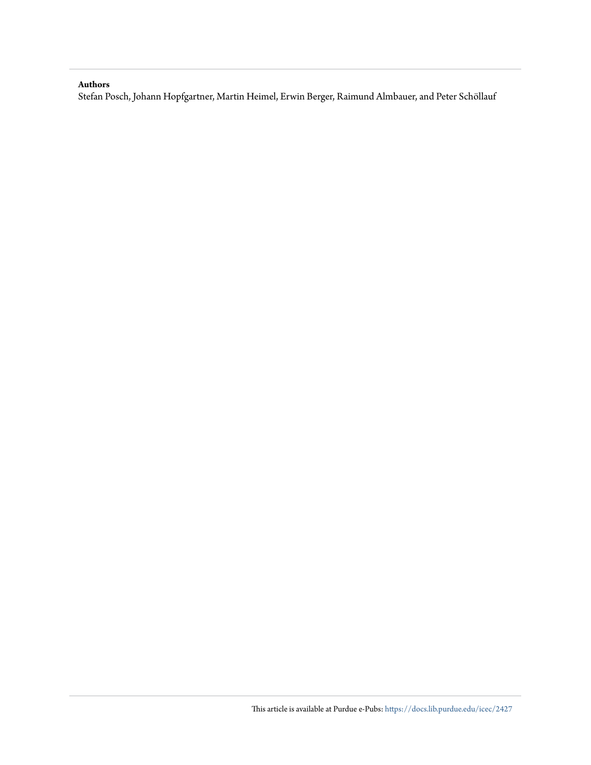**Authors**

Stefan Posch, Johann Hopfgartner, Martin Heimel, Erwin Berger, Raimund Almbauer, and Peter Schöllauf

This article is available at Purdue e-Pubs: https://docs.lib.purdue.edu/icec/2427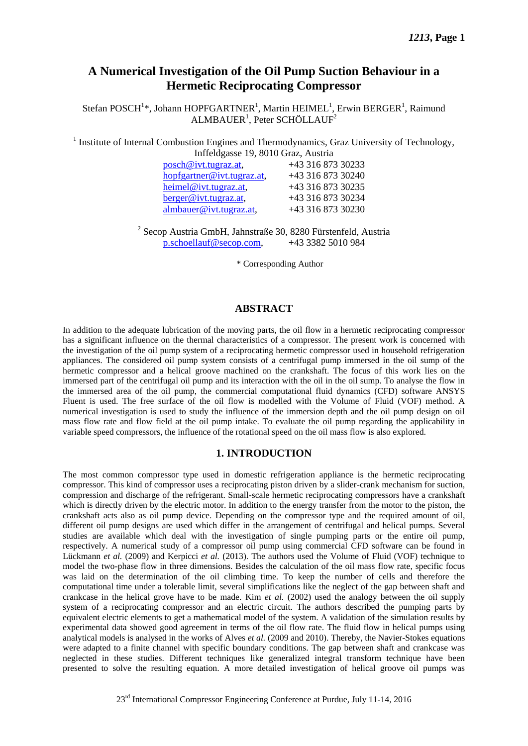# A Numerical Investigation of the Oil Pump Suction Behaviour in a Hermetic Reciprocating Compressor

Stefan POSCH[1]*, Johann HOPFGARTNER[1], Martin HEIMEL[1], Erwin BERGER[1], Raimund ALMBAUER[1], Peter SCHÖLLAUF[2]

[1] Institute of Internal Combustion Engines and Thermodynamics, Graz University of Technology, Inffeldgasse 19, 8010 Graz, Austria

posch@ivt.tugraz.at, +43 316 873 30233
hopfgartner@ivt.tugraz.at, +43 316 873 30240
heimel@ivt.tugraz.at, +43 316 873 30235
berger@ivt.tugraz.at, +43 316 873 30234
almbauer@ivt.tugraz.at, +43 316 873 30230

[2] Secop Austria GmbH, Jahnstraße 30, 8280 Fürstenfeld, Austria
p.schoellauf@secop.com, +43 3382 5010 984

\* Corresponding Author

## ABSTRACT

In addition to the adequate lubrication of the moving parts, the oil flow in a hermetic reciprocating compressor has a significant influence on the thermal characteristics of a compressor. The present work is concerned with the investigation of the oil pump system of a reciprocating hermetic compressor used in household refrigeration appliances. The considered oil pump system consists of a centrifugal pump immersed in the oil sump of the hermetic compressor and a helical groove machined on the crankshaft. The focus of this work lies on the immersed part of the centrifugal oil pump and its interaction with the oil in the oil sump. To analyse the flow in the immersed area of the oil pump, the commercial computational fluid dynamics (CFD) software ANSYS Fluent is used. The free surface of the oil flow is modelled with the Volume of Fluid (VOF) method. A numerical investigation is used to study the influence of the immersion depth and the oil pump design on oil mass flow rate and flow field at the oil pump intake. To evaluate the oil pump regarding the applicability in variable speed compressors, the influence of the rotational speed on the oil mass flow is also explored.

## 1. INTRODUCTION

The most common compressor type used in domestic refrigeration appliance is the hermetic reciprocating compressor. This kind of compressor uses a reciprocating piston driven by a slider-crank mechanism for suction, compression and discharge of the refrigerant. Small-scale hermetic reciprocating compressors have a crankshaft which is directly driven by the electric motor. In addition to the energy transfer from the motor to the piston, the crankshaft acts also as oil pump device. Depending on the compressor type and the required amount of oil, different oil pump designs are used which differ in the arrangement of centrifugal and helical pumps. Several studies are available which deal with the investigation of single pumping parts or the entire oil pump, respectively. A numerical study of a compressor oil pump using commercial CFD software can be found in Lückmann *et al.* (2009) and Kerpicci *et al.* (2013). The authors used the Volume of Fluid (VOF) technique to model the two-phase flow in three dimensions. Besides the calculation of the oil mass flow rate, specific focus was laid on the determination of the oil climbing time. To keep the number of cells and therefore the computational time under a tolerable limit, several simplifications like the neglect of the gap between shaft and crankcase in the helical grove have to be made. Kim *et al.* (2002) used the analogy between the oil supply system of a reciprocating compressor and an electric circuit. The authors described the pumping parts by equivalent electric elements to get a mathematical model of the system. A validation of the simulation results by experimental data showed good agreement in terms of the oil flow rate. The fluid flow in helical pumps using analytical models is analysed in the works of Alves *et al.* (2009 and 2010). Thereby, the Navier-Stokes equations were adapted to a finite channel with specific boundary conditions. The gap between shaft and crankcase was neglected in these studies. Different techniques like generalized integral transform technique have been presented to solve the resulting equation. A more detailed investigation of helical groove oil pumps was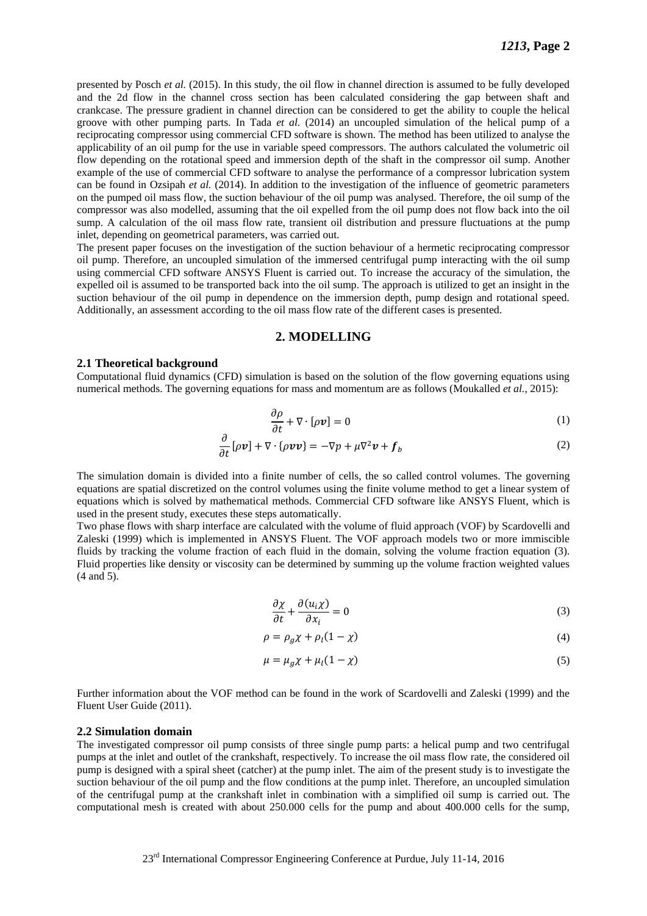presented by Posch *et al.* (2015). In this study, the oil flow in channel direction is assumed to be fully developed and the 2d flow in the channel cross section has been calculated considering the gap between shaft and crankcase. The pressure gradient in channel direction can be considered to get the ability to couple the helical groove with other pumping parts. In Tada *et al.* (2014) an uncoupled simulation of the helical pump of a reciprocating compressor using commercial CFD software is shown. The method has been utilized to analyse the applicability of an oil pump for the use in variable speed compressors. The authors calculated the volumetric oil flow depending on the rotational speed and immersion depth of the shaft in the compressor oil sump. Another example of the use of commercial CFD software to analyse the performance of a compressor lubrication system can be found in Ozsipah *et al.* (2014). In addition to the investigation of the influence of geometric parameters on the pumped oil mass flow, the suction behaviour of the oil pump was analysed. Therefore, the oil sump of the compressor was also modelled, assuming that the oil expelled from the oil pump does not flow back into the oil sump. A calculation of the oil mass flow rate, transient oil distribution and pressure fluctuations at the pump inlet, depending on geometrical parameters, was carried out.

The present paper focuses on the investigation of the suction behaviour of a hermetic reciprocating compressor oil pump. Therefore, an uncoupled simulation of the immersed centrifugal pump interacting with the oil sump using commercial CFD software ANSYS Fluent is carried out. To increase the accuracy of the simulation, the expelled oil is assumed to be transported back into the oil sump. The approach is utilized to get an insight in the suction behaviour of the oil pump in dependence on the immersion depth, pump design and rotational speed. Additionally, an assessment according to the oil mass flow rate of the different cases is presented.

## 2. MODELLING

### 2.1 Theoretical background

Computational fluid dynamics (CFD) simulation is based on the solution of the flow governing equations using numerical methods. The governing equations for mass and momentum are as follows (Moukalled *et al.*, 2015):

$$\frac{\partial \rho}{\partial t} + \nabla \cdot [\rho \boldsymbol{v}] = 0 \tag{1}$$

$$\frac{\partial}{\partial t}[\rho \boldsymbol{v}] + \nabla \cdot \{\rho \boldsymbol{v}\boldsymbol{v}\} = -\nabla p + \mu \nabla^2 \boldsymbol{v} + \boldsymbol{f}_b \tag{2}$$

The simulation domain is divided into a finite number of cells, the so called control volumes. The governing equations are spatial discretized on the control volumes using the finite volume method to get a linear system of equations which is solved by mathematical methods. Commercial CFD software like ANSYS Fluent, which is used in the present study, executes these steps automatically.

Two phase flows with sharp interface are calculated with the volume of fluid approach (VOF) by Scardovelli and Zaleski (1999) which is implemented in ANSYS Fluent. The VOF approach models two or more immiscible fluids by tracking the volume fraction of each fluid in the domain, solving the volume fraction equation (3). Fluid properties like density or viscosity can be determined by summing up the volume fraction weighted values (4 and 5).

$$\frac{\partial \chi}{\partial t} + \frac{\partial (u_i \chi)}{\partial x_i} = 0 \tag{3}$$

$$\rho = \rho_g \chi + \rho_l (1 - \chi) \tag{4}$$

$$\mu = \mu_g \chi + \mu_l (1 - \chi) \tag{5}$$

Further information about the VOF method can be found in the work of Scardovelli and Zaleski (1999) and the Fluent User Guide (2011).

### 2.2 Simulation domain

The investigated compressor oil pump consists of three single pump parts: a helical pump and two centrifugal pumps at the inlet and outlet of the crankshaft, respectively. To increase the oil mass flow rate, the considered oil pump is designed with a spiral sheet (catcher) at the pump inlet. The aim of the present study is to investigate the suction behaviour of the oil pump and the flow conditions at the pump inlet. Therefore, an uncoupled simulation of the centrifugal pump at the crankshaft inlet in combination with a simplified oil sump is carried out. The computational mesh is created with about 250.000 cells for the pump and about 400.000 cells for the sump,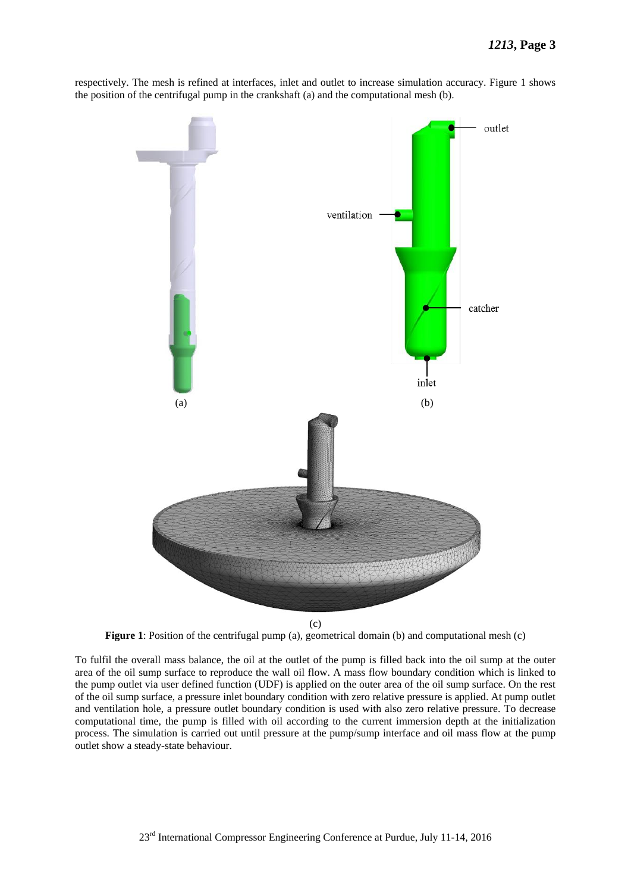respectively. The mesh is refined at interfaces, inlet and outlet to increase simulation accuracy. Figure 1 shows the position of the centrifugal pump in the crankshaft (a) and the computational mesh (b).

outlet

ventilation

catcher

inlet

(a)

(b)

(c)

**Figure 1**: Position of the centrifugal pump (a), geometrical domain (b) and computational mesh (c)

To fulfil the overall mass balance, the oil at the outlet of the pump is filled back into the oil sump at the outer area of the oil sump surface to reproduce the wall oil flow. A mass flow boundary condition which is linked to the pump outlet via user defined function (UDF) is applied on the outer area of the oil sump surface. On the rest of the oil sump surface, a pressure inlet boundary condition with zero relative pressure is applied. At pump outlet and ventilation hole, a pressure outlet boundary condition is used with also zero relative pressure. To decrease computational time, the pump is filled with oil according to the current immersion depth at the initialization process. The simulation is carried out until pressure at the pump/sump interface and oil mass flow at the pump outlet show a steady-state behaviour.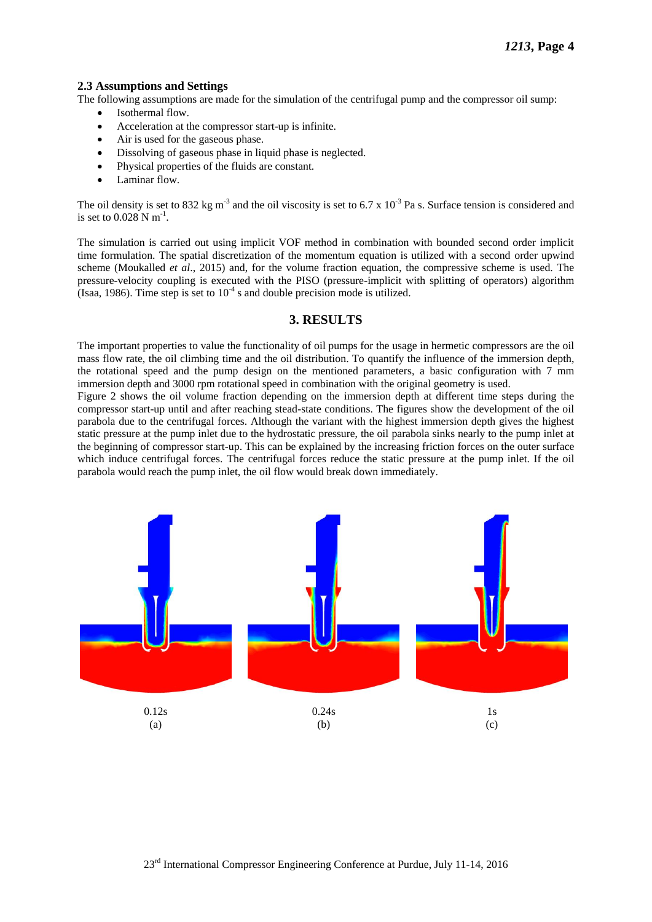### 2.3 Assumptions and Settings

The following assumptions are made for the simulation of the centrifugal pump and the compressor oil sump:

- Isothermal flow.
- Acceleration at the compressor start-up is infinite.
- Air is used for the gaseous phase.
- Dissolving of gaseous phase in liquid phase is neglected.
- Physical properties of the fluids are constant.
- Laminar flow.

The oil density is set to 832 kg $m^{-3}$ and the oil viscosity is set to 6.7 x $10^{-3}$ Pa s. Surface tension is considered and is set to 0.028 N $m^{-1}$.

The simulation is carried out using implicit VOF method in combination with bounded second order implicit time formulation. The spatial discretization of the momentum equation is utilized with a second order upwind scheme (Moukalled *et al.*, 2015) and, for the volume fraction equation, the compressive scheme is used. The pressure-velocity coupling is executed with the PISO (pressure-implicit with splitting of operators) algorithm (Isaa, 1986). Time step is set to $10^{-4}$ s and double precision mode is utilized.

## 3. RESULTS

The important properties to value the functionality of oil pumps for the usage in hermetic compressors are the oil mass flow rate, the oil climbing time and the oil distribution. To quantify the influence of the immersion depth, the rotational speed and the pump design on the mentioned parameters, a basic configuration with 7 mm immersion depth and 3000 rpm rotational speed in combination with the original geometry is used.
Figure 2 shows the oil volume fraction depending on the immersion depth at different time steps during the compressor start-up until and after reaching stead-state conditions. The figures show the development of the oil parabola due to the centrifugal forces. Although the variant with the highest immersion depth gives the highest static pressure at the pump inlet due to the hydrostatic pressure, the oil parabola sinks nearly to the pump inlet at the beginning of compressor start-up. This can be explained by the increasing friction forces on the outer surface which induce centrifugal forces. The centrifugal forces reduce the static pressure at the pump inlet. If the oil parabola would reach the pump inlet, the oil flow would break down immediately.

0.12s
(a)

0.24s
(b)

1s
(c)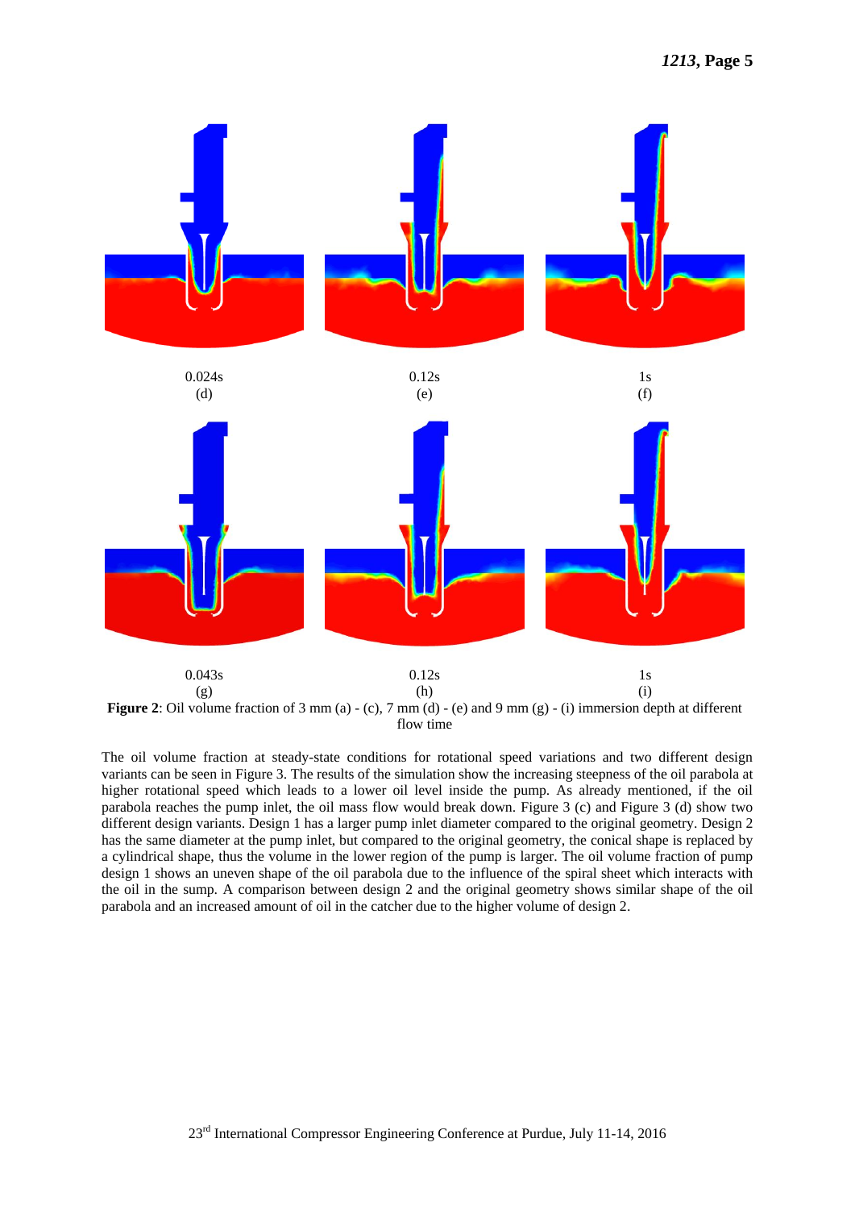0.024s
(d)

0.12s
(e)

1s
(f)

0.043s
(g)

0.12s
(h)

1s
(i)

**Figure 2**: Oil volume fraction of 3 mm (a) - (c), 7 mm (d) - (e) and 9 mm (g) - (i) immersion depth at different flow time

The oil volume fraction at steady-state conditions for rotational speed variations and two different design variants can be seen in Figure 3. The results of the simulation show the increasing steepness of the oil parabola at higher rotational speed which leads to a lower oil level inside the pump. As already mentioned, if the oil parabola reaches the pump inlet, the oil mass flow would break down. Figure 3 (c) and Figure 3 (d) show two different design variants. Design 1 has a larger pump inlet diameter compared to the original geometry. Design 2 has the same diameter at the pump inlet, but compared to the original geometry, the conical shape is replaced by a cylindrical shape, thus the volume in the lower region of the pump is larger. The oil volume fraction of pump design 1 shows an uneven shape of the oil parabola due to the influence of the spiral sheet which interacts with the oil in the sump. A comparison between design 2 and the original geometry shows similar shape of the oil parabola and an increased amount of oil in the catcher due to the higher volume of design 2.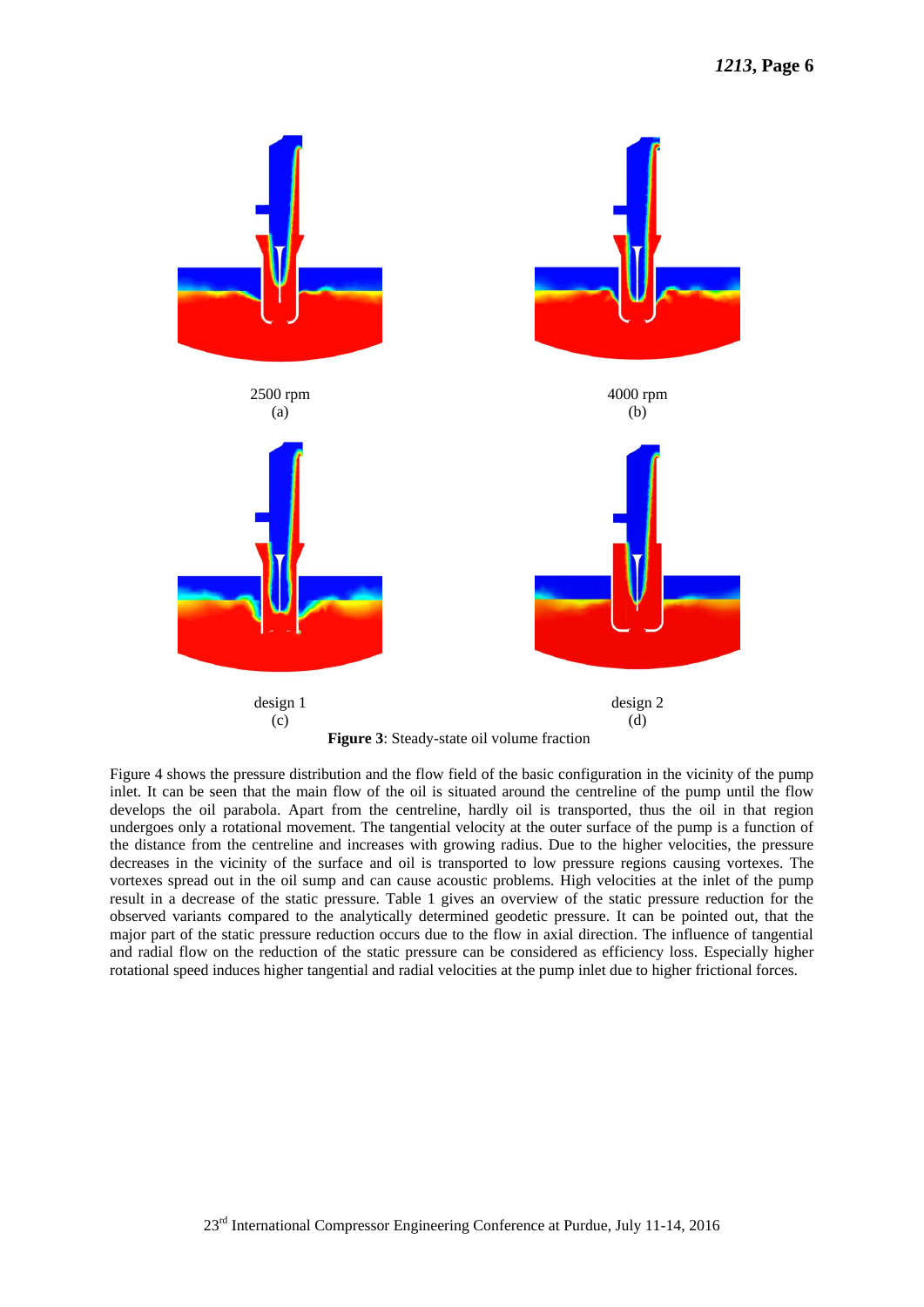2500 rpm
(a)

4000 rpm
(b)

design 1
(c)

design 2
(d)

**Figure 3**: Steady-state oil volume fraction

Figure 4 shows the pressure distribution and the flow field of the basic configuration in the vicinity of the pump inlet. It can be seen that the main flow of the oil is situated around the centreline of the pump until the flow develops the oil parabola. Apart from the centreline, hardly oil is transported, thus the oil in that region undergoes only a rotational movement. The tangential velocity at the outer surface of the pump is a function of the distance from the centreline and increases with growing radius. Due to the higher velocities, the pressure decreases in the vicinity of the surface and oil is transported to low pressure regions causing vortexes. The vortexes spread out in the oil sump and can cause acoustic problems. High velocities at the inlet of the pump result in a decrease of the static pressure. Table 1 gives an overview of the static pressure reduction for the observed variants compared to the analytically determined geodetic pressure. It can be pointed out, that the major part of the static pressure reduction occurs due to the flow in axial direction. The influence of tangential and radial flow on the reduction of the static pressure can be considered as efficiency loss. Especially higher rotational speed induces higher tangential and radial velocities at the pump inlet due to higher frictional forces.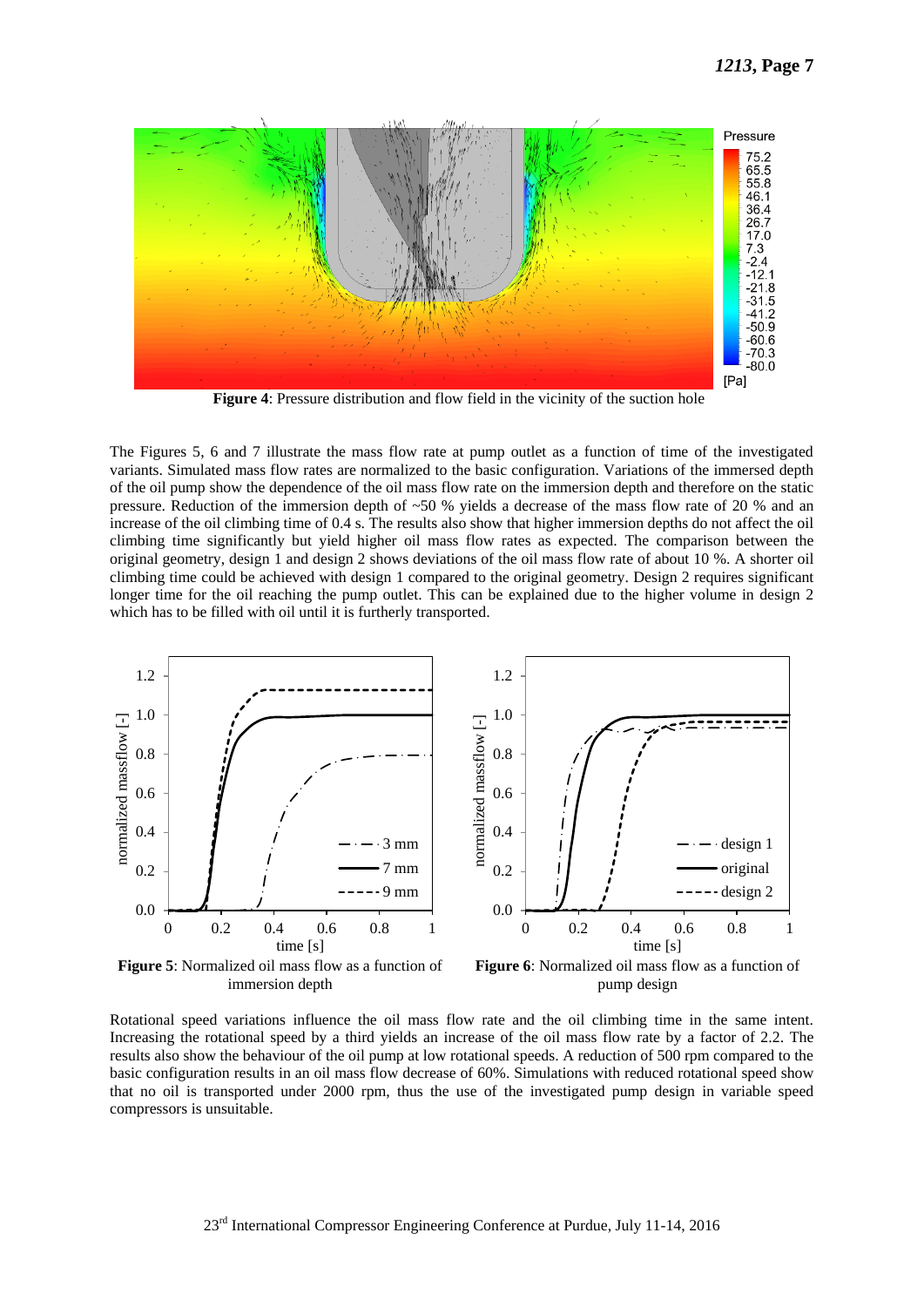**Figure 4**: Pressure distribution and flow field in the vicinity of the suction hole

The Figures 5, 6 and 7 illustrate the mass flow rate at pump outlet as a function of time of the investigated variants. Simulated mass flow rates are normalized to the basic configuration. Variations of the immersed depth of the oil pump show the dependence of the oil mass flow rate on the immersion depth and therefore on the static pressure. Reduction of the immersion depth of ~50 % yields a decrease of the mass flow rate of 20 % and an increase of the oil climbing time of 0.4 s. The results also show that higher immersion depths do not affect the oil climbing time significantly but yield higher oil mass flow rates as expected. The comparison between the original geometry, design 1 and design 2 shows deviations of the oil mass flow rate of about 10 %. A shorter oil climbing time could be achieved with design 1 compared to the original geometry. Design 2 requires significant longer time for the oil reaching the pump outlet. This can be explained due to the higher volume in design 2 which has to be filled with oil until it is furtherly transported.

**Figure 5**: Normalized oil mass flow as a function of immersion depth

**Figure 6**: Normalized oil mass flow as a function of pump design

Rotational speed variations influence the oil mass flow rate and the oil climbing time in the same intent. Increasing the rotational speed by a third yields an increase of the oil mass flow rate by a factor of 2.2. The results also show the behaviour of the oil pump at low rotational speeds. A reduction of 500 rpm compared to the basic configuration results in an oil mass flow decrease of 60%. Simulations with reduced rotational speed show that no oil is transported under 2000 rpm, thus the use of the investigated pump design in variable speed compressors is unsuitable.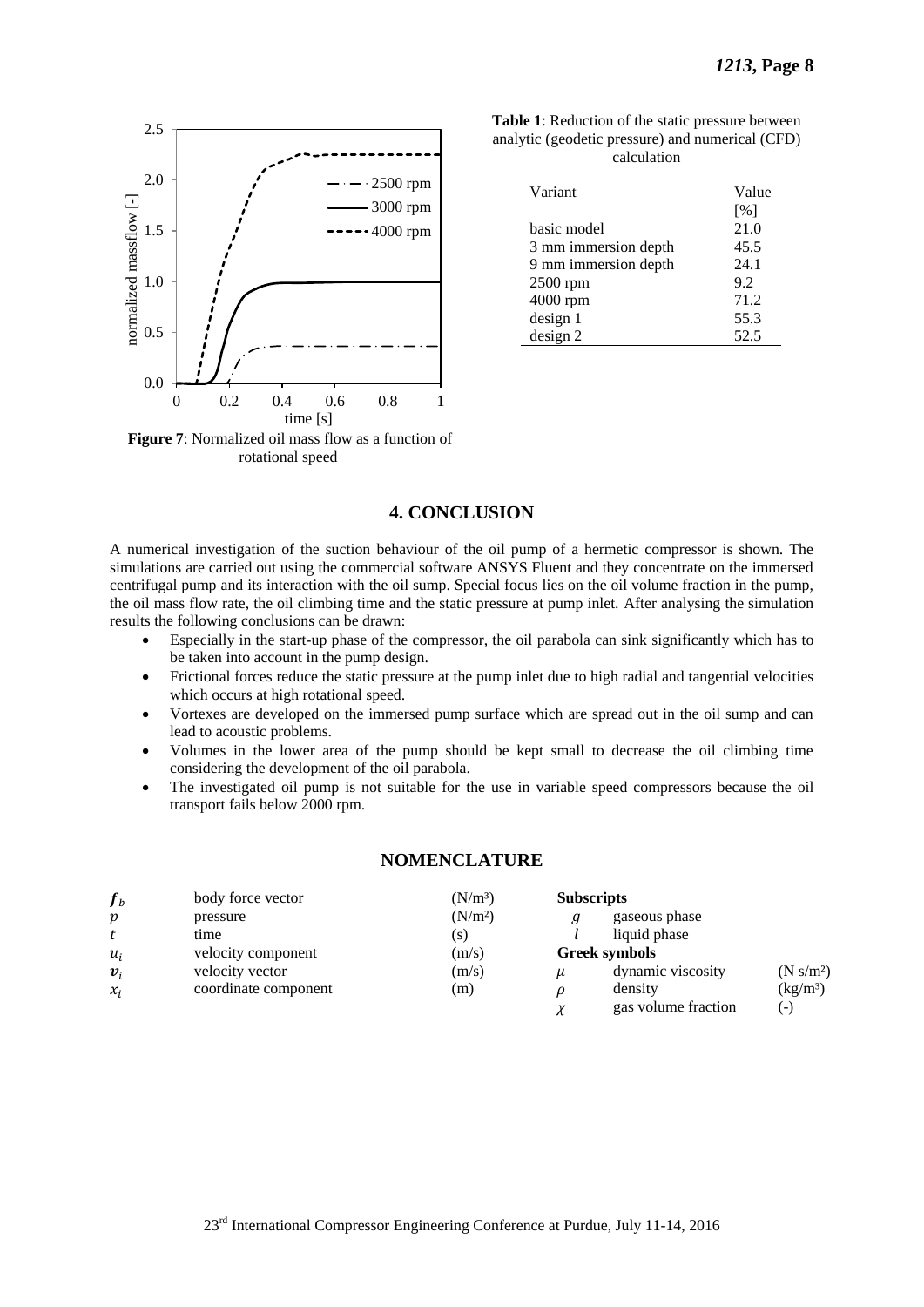2.5
2.0
1.5
1.0
0.5
0.0
normalized massflow [-]
0 0.2 0.4 0.6 0.8 1
time [s]
2500 rpm
3000 rpm
4000 rpm

**Figure 7**: Normalized oil mass flow as a function of rotational speed

**Table 1**: Reduction of the static pressure between analytic (geodetic pressure) and numerical (CFD) calculation

| Variant | Value [%] |
|---|---|
| basic model | 21.0 |
| 3 mm immersion depth | 45.5 |
| 9 mm immersion depth | 24.1 |
| 2500 rpm | 9.2 |
| 4000 rpm | 71.2 |
| design 1 | 55.3 |
| design 2 | 52.5 |

## 4. CONCLUSION

A numerical investigation of the suction behaviour of the oil pump of a hermetic compressor is shown. The simulations are carried out using the commercial software ANSYS Fluent and they concentrate on the immersed centrifugal pump and its interaction with the oil sump. Special focus lies on the oil volume fraction in the pump, the oil mass flow rate, the oil climbing time and the static pressure at pump inlet. After analysing the simulation results the following conclusions can be drawn:

- Especially in the start-up phase of the compressor, the oil parabola can sink significantly which has to be taken into account in the pump design.
- Frictional forces reduce the static pressure at the pump inlet due to high radial and tangential velocities which occurs at high rotational speed.
- Vortexes are developed on the immersed pump surface which are spread out in the oil sump and can lead to acoustic problems.
- Volumes in the lower area of the pump should be kept small to decrease the oil climbing time considering the development of the oil parabola.
- The investigated oil pump is not suitable for the use in variable speed compressors because the oil transport fails below 2000 rpm.

## NOMENCLATURE

| | | |
|---|---|---|
| $\boldsymbol{f}_b$ | body force vector | (N/m³) |
| $p$ | pressure | (N/m²) |
| $t$ | time | (s) |
| $u_i$ | velocity component | (m/s) |
| $\boldsymbol{v}_i$ | velocity vector | (m/s) |
| $x_i$ | coordinate component | (m) |

**Subscripts**

| | | |
|---|---|---|
| $g$ | gaseous phase | |
| $l$ | liquid phase | |

**Greek symbols**

| | | |
|---|---|---|
| $\mu$ | dynamic viscosity | (N s/m²) |
| $\rho$ | density | (kg/m³) |
| $\chi$ | gas volume fraction | (-) |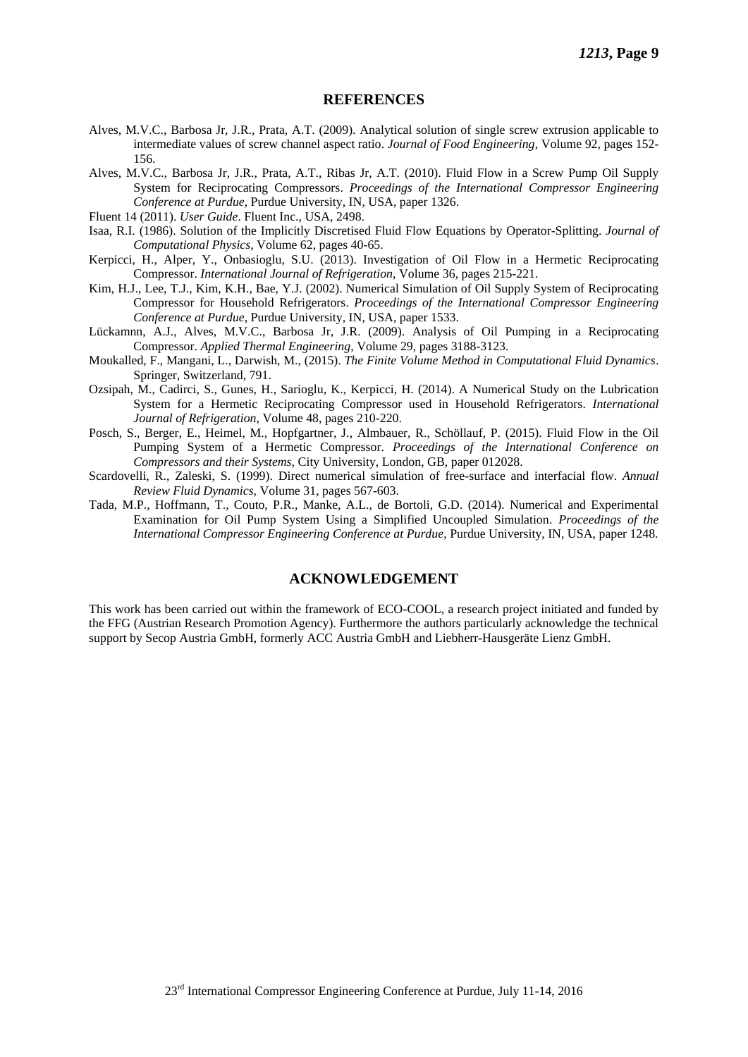## REFERENCES

Alves, M.V.C., Barbosa Jr, J.R., Prata, A.T. (2009). Analytical solution of single screw extrusion applicable to intermediate values of screw channel aspect ratio. *Journal of Food Engineering*, Volume 92, pages 152-156.

Alves, M.V.C., Barbosa Jr, J.R., Prata, A.T., Ribas Jr, A.T. (2010). Fluid Flow in a Screw Pump Oil Supply System for Reciprocating Compressors. *Proceedings of the International Compressor Engineering Conference at Purdue*, Purdue University, IN, USA, paper 1326.

Fluent 14 (2011). *User Guide*. Fluent Inc., USA, 2498.

Isaa, R.I. (1986). Solution of the Implicitly Discretised Fluid Flow Equations by Operator-Splitting. *Journal of Computational Physics*, Volume 62, pages 40-65.

Kerpicci, H., Alper, Y., Onbasioglu, S.U. (2013). Investigation of Oil Flow in a Hermetic Reciprocating Compressor. *International Journal of Refrigeration*, Volume 36, pages 215-221.

Kim, H.J., Lee, T.J., Kim, K.H., Bae, Y.J. (2002). Numerical Simulation of Oil Supply System of Reciprocating Compressor for Household Refrigerators. *Proceedings of the International Compressor Engineering Conference at Purdue*, Purdue University, IN, USA, paper 1533.

Lückamnn, A.J., Alves, M.V.C., Barbosa Jr, J.R. (2009). Analysis of Oil Pumping in a Reciprocating Compressor. *Applied Thermal Engineering*, Volume 29, pages 3188-3123.

Moukalled, F., Mangani, L., Darwish, M., (2015). *The Finite Volume Method in Computational Fluid Dynamics*. Springer, Switzerland, 791.

Ozsipah, M., Cadirci, S., Gunes, H., Sarioglu, K., Kerpicci, H. (2014). A Numerical Study on the Lubrication System for a Hermetic Reciprocating Compressor used in Household Refrigerators. *International Journal of Refrigeration*, Volume 48, pages 210-220.

Posch, S., Berger, E., Heimel, M., Hopfgartner, J., Almbauer, R., Schöllauf, P. (2015). Fluid Flow in the Oil Pumping System of a Hermetic Compressor. *Proceedings of the International Conference on Compressors and their Systems*, City University, London, GB, paper 012028.

Scardovelli, R., Zaleski, S. (1999). Direct numerical simulation of free-surface and interfacial flow. *Annual Review Fluid Dynamics*, Volume 31, pages 567-603.

Tada, M.P., Hoffmann, T., Couto, P.R., Manke, A.L., de Bortoli, G.D. (2014). Numerical and Experimental Examination for Oil Pump System Using a Simplified Uncoupled Simulation. *Proceedings of the International Compressor Engineering Conference at Purdue*, Purdue University, IN, USA, paper 1248.

## ACKNOWLEDGEMENT

This work has been carried out within the framework of ECO-COOL, a research project initiated and funded by the FFG (Austrian Research Promotion Agency). Furthermore the authors particularly acknowledge the technical support by Secop Austria GmbH, formerly ACC Austria GmbH and Liebherr-Hausgeräte Lienz GmbH.